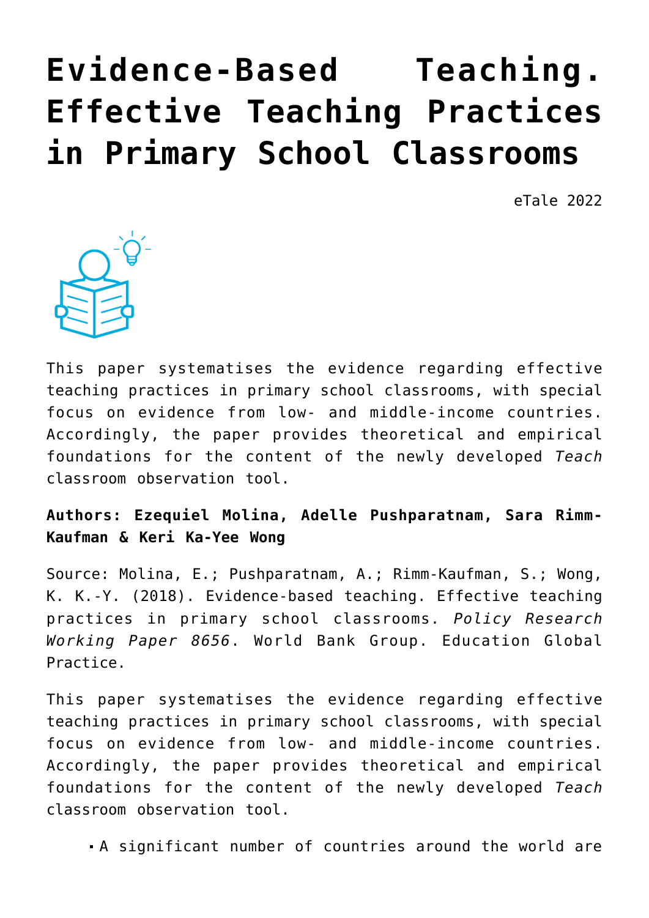# Evidence-Based Teaching. Effective Teaching Practices in Primary School Classrooms

eTale 2022

This paper systematises the evidence regarding effective teaching practices in primary school classrooms, with special focus on evidence from low- and middle-income countries. Accordingly, the paper provides theoretical and empirical foundations for the content of the newly developed *Teach* classroom observation tool.

**Authors: Ezequiel Molina, Adelle Pushparatnam, Sara Rimm-Kaufman & Keri Ka-Yee Wong**

Source: Molina, E.; Pushparatnam, A.; Rimm-Kaufman, S.; Wong, K. K.-Y. (2018). Evidence-based teaching. Effective teaching practices in primary school classrooms. *Policy Research Working Paper 8656*. World Bank Group. Education Global Practice.

This paper systematises the evidence regarding effective teaching practices in primary school classrooms, with special focus on evidence from low- and middle-income countries. Accordingly, the paper provides theoretical and empirical foundations for the content of the newly developed *Teach* classroom observation tool.

- A significant number of countries around the world are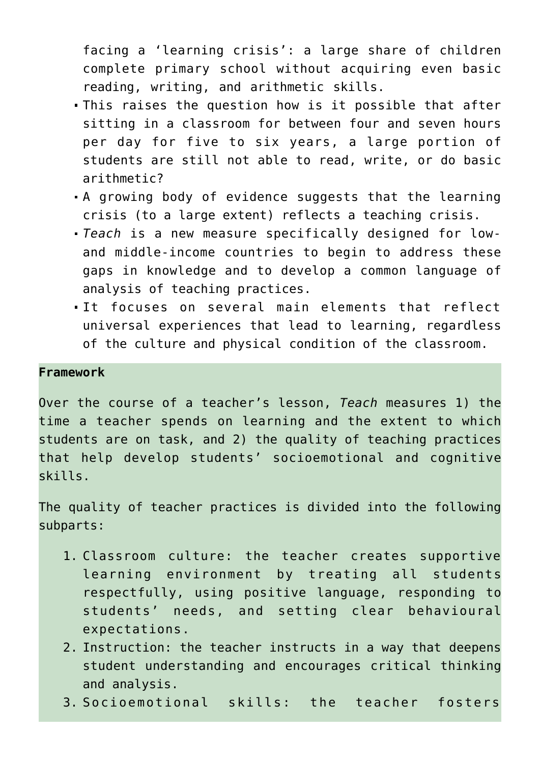facing a 'learning crisis': a large share of children complete primary school without acquiring even basic reading, writing, and arithmetic skills.

- This raises the question how is it possible that after sitting in a classroom for between four and seven hours per day for five to six years, a large portion of students are still not able to read, write, or do basic arithmetic?
- A growing body of evidence suggests that the learning crisis (to a large extent) reflects a teaching crisis.
- *Teach* is a new measure specifically designed for low- and middle-income countries to begin to address these gaps in knowledge and to develop a common language of analysis of teaching practices.
- It focuses on several main elements that reflect universal experiences that lead to learning, regardless of the culture and physical condition of the classroom.

**Framework**

Over the course of a teacher's lesson, *Teach* measures 1) the time a teacher spends on learning and the extent to which students are on task, and 2) the quality of teaching practices that help develop students' socioemotional and cognitive skills.

The quality of teacher practices is divided into the following subparts:

1. Classroom culture: the teacher creates supportive learning environment by treating all students respectfully, using positive language, responding to students' needs, and setting clear behavioural expectations.
2. Instruction: the teacher instructs in a way that deepens student understanding and encourages critical thinking and analysis.
3. Socioemotional skills: the teacher fosters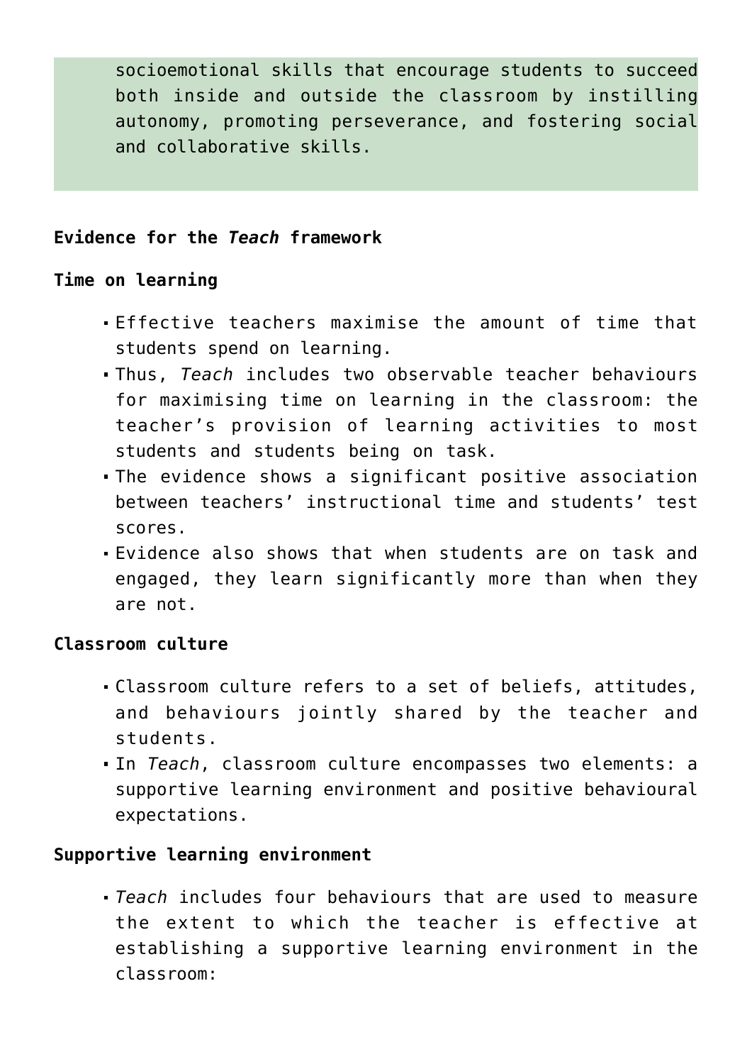socioemotional skills that encourage students to succeed both inside and outside the classroom by instilling autonomy, promoting perseverance, and fostering social and collaborative skills.

**Evidence for the *Teach* framework**

**Time on learning**

- Effective teachers maximise the amount of time that students spend on learning.
- Thus, *Teach* includes two observable teacher behaviours for maximising time on learning in the classroom: the teacher's provision of learning activities to most students and students being on task.
- The evidence shows a significant positive association between teachers' instructional time and students' test scores.
- Evidence also shows that when students are on task and engaged, they learn significantly more than when they are not.

**Classroom culture**

- Classroom culture refers to a set of beliefs, attitudes, and behaviours jointly shared by the teacher and students.
- In *Teach*, classroom culture encompasses two elements: a supportive learning environment and positive behavioural expectations.

**Supportive learning environment**

- *Teach* includes four behaviours that are used to measure the extent to which the teacher is effective at establishing a supportive learning environment in the classroom: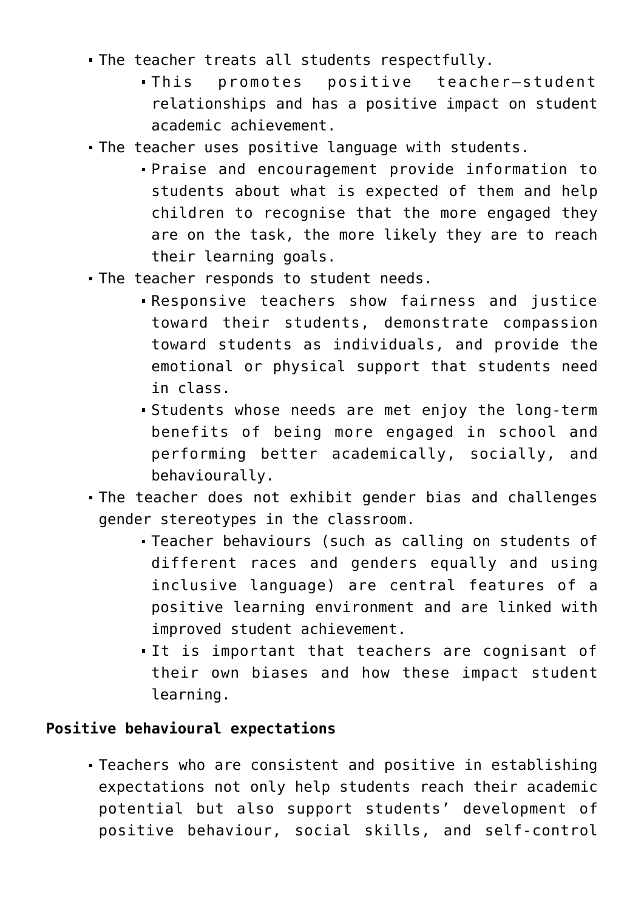- The teacher treats all students respectfully.
  - This promotes positive teacher–student relationships and has a positive impact on student academic achievement.
- The teacher uses positive language with students.
  - Praise and encouragement provide information to students about what is expected of them and help children to recognise that the more engaged they are on the task, the more likely they are to reach their learning goals.
- The teacher responds to student needs.
  - Responsive teachers show fairness and justice toward their students, demonstrate compassion toward students as individuals, and provide the emotional or physical support that students need in class.
  - Students whose needs are met enjoy the long-term benefits of being more engaged in school and performing better academically, socially, and behaviourally.
- The teacher does not exhibit gender bias and challenges gender stereotypes in the classroom.
  - Teacher behaviours (such as calling on students of different races and genders equally and using inclusive language) are central features of a positive learning environment and are linked with improved student achievement.
  - It is important that teachers are cognisant of their own biases and how these impact student learning.

**Positive behavioural expectations**

- Teachers who are consistent and positive in establishing expectations not only help students reach their academic potential but also support students' development of positive behaviour, social skills, and self-control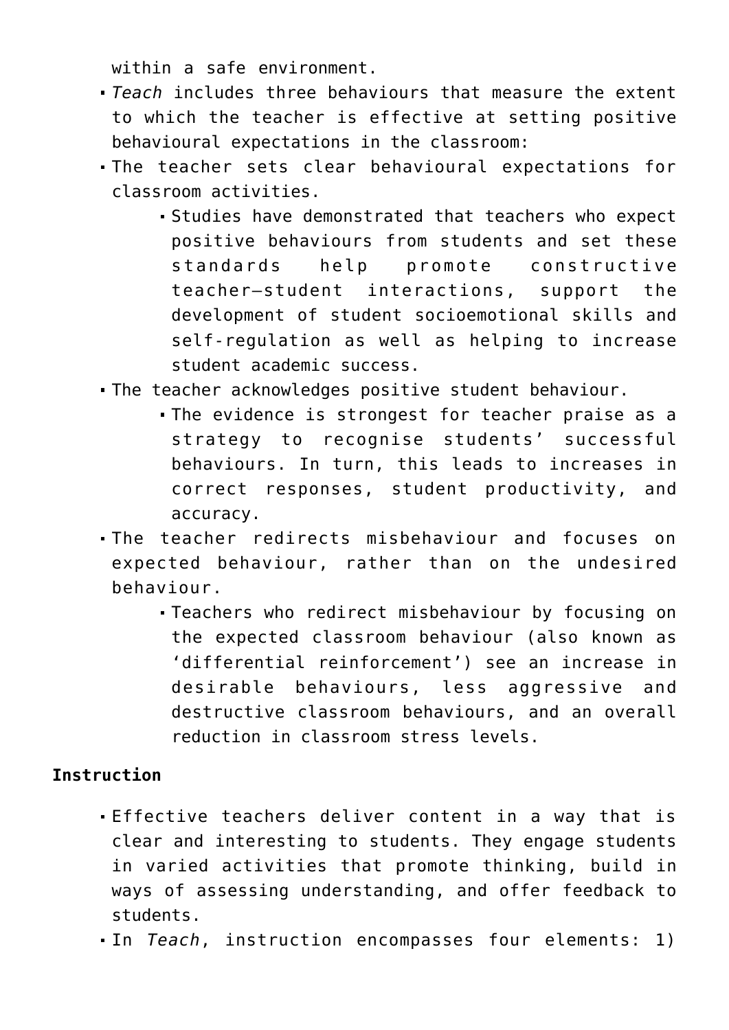within a safe environment.

- *Teach* includes three behaviours that measure the extent to which the teacher is effective at setting positive behavioural expectations in the classroom:
- The teacher sets clear behavioural expectations for classroom activities.
  - Studies have demonstrated that teachers who expect positive behaviours from students and set these standards help promote constructive teacher–student interactions, support the development of student socioemotional skills and self-regulation as well as helping to increase student academic success.
- The teacher acknowledges positive student behaviour.
  - The evidence is strongest for teacher praise as a strategy to recognise students' successful behaviours. In turn, this leads to increases in correct responses, student productivity, and accuracy.
- The teacher redirects misbehaviour and focuses on expected behaviour, rather than on the undesired behaviour.
  - Teachers who redirect misbehaviour by focusing on the expected classroom behaviour (also known as 'differential reinforcement') see an increase in desirable behaviours, less aggressive and destructive classroom behaviours, and an overall reduction in classroom stress levels.

**Instruction**

- Effective teachers deliver content in a way that is clear and interesting to students. They engage students in varied activities that promote thinking, build in ways of assessing understanding, and offer feedback to students.
- In *Teach*, instruction encompasses four elements: 1)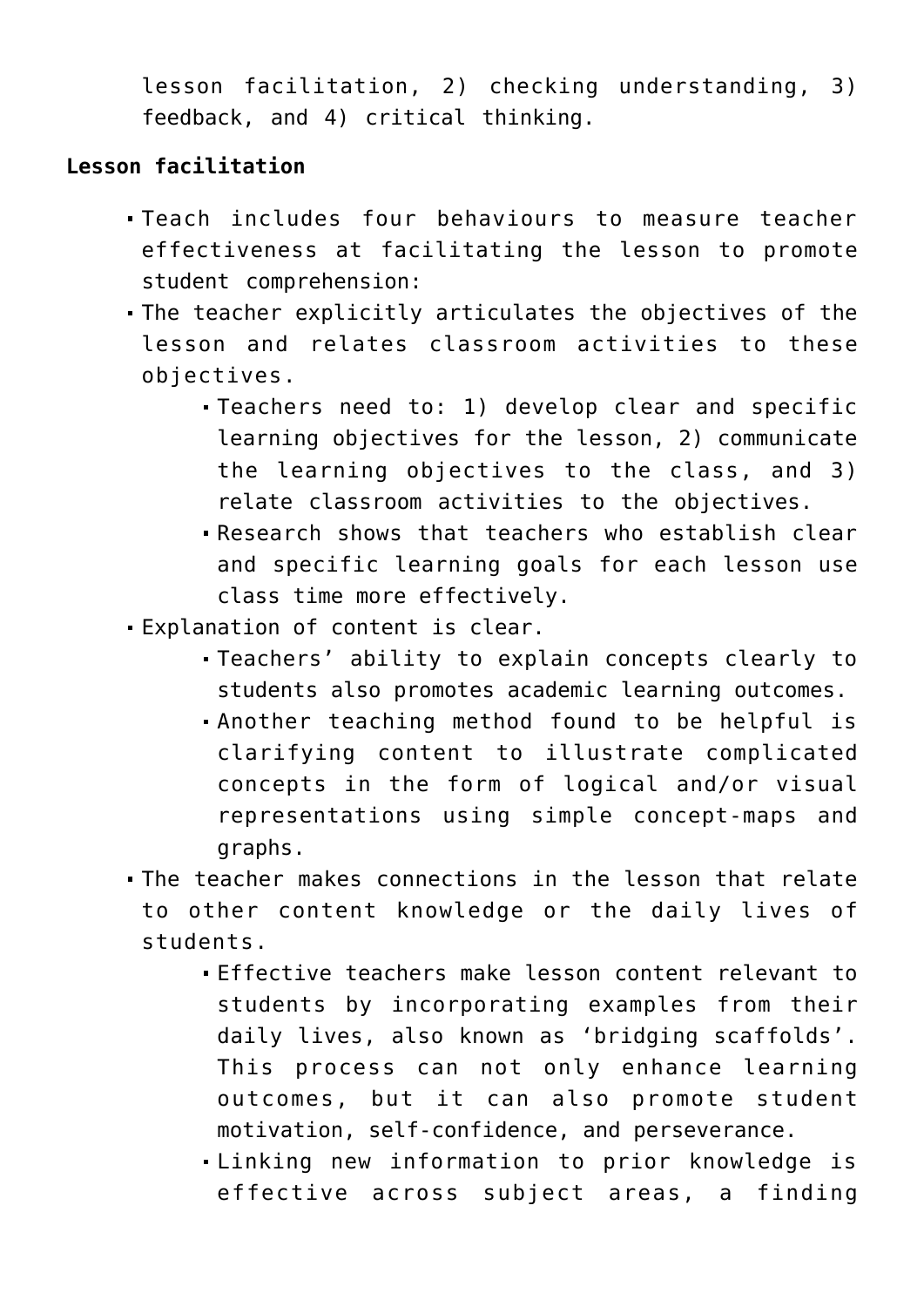lesson facilitation, 2) checking understanding, 3) feedback, and 4) critical thinking.

**Lesson facilitation**

- Teach includes four behaviours to measure teacher effectiveness at facilitating the lesson to promote student comprehension:
- The teacher explicitly articulates the objectives of the lesson and relates classroom activities to these objectives.
  - Teachers need to: 1) develop clear and specific learning objectives for the lesson, 2) communicate the learning objectives to the class, and 3) relate classroom activities to the objectives.
  - Research shows that teachers who establish clear and specific learning goals for each lesson use class time more effectively.
- Explanation of content is clear.
  - Teachers' ability to explain concepts clearly to students also promotes academic learning outcomes.
  - Another teaching method found to be helpful is clarifying content to illustrate complicated concepts in the form of logical and/or visual representations using simple concept-maps and graphs.
- The teacher makes connections in the lesson that relate to other content knowledge or the daily lives of students.
  - Effective teachers make lesson content relevant to students by incorporating examples from their daily lives, also known as 'bridging scaffolds'. This process can not only enhance learning outcomes, but it can also promote student motivation, self-confidence, and perseverance.
  - Linking new information to prior knowledge is effective across subject areas, a finding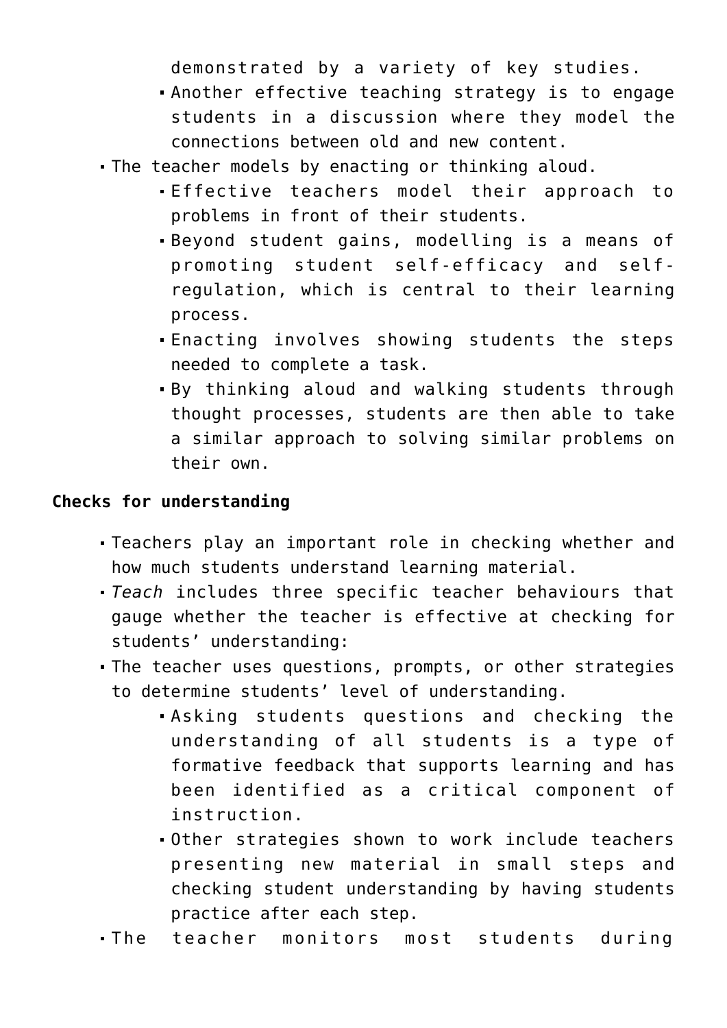demonstrated by a variety of key studies.
    - Another effective teaching strategy is to engage students in a discussion where they model the connections between old and new content.
- The teacher models by enacting or thinking aloud.
    - Effective teachers model their approach to problems in front of their students.
    - Beyond student gains, modelling is a means of promoting student self-efficacy and self-regulation, which is central to their learning process.
    - Enacting involves showing students the steps needed to complete a task.
    - By thinking aloud and walking students through thought processes, students are then able to take a similar approach to solving similar problems on their own.

**Checks for understanding**

- Teachers play an important role in checking whether and how much students understand learning material.
- *Teach* includes three specific teacher behaviours that gauge whether the teacher is effective at checking for students' understanding:
- The teacher uses questions, prompts, or other strategies to determine students' level of understanding.
    - Asking students questions and checking the understanding of all students is a type of formative feedback that supports learning and has been identified as a critical component of instruction.
    - Other strategies shown to work include teachers presenting new material in small steps and checking student understanding by having students practice after each step.
- The teacher monitors most students during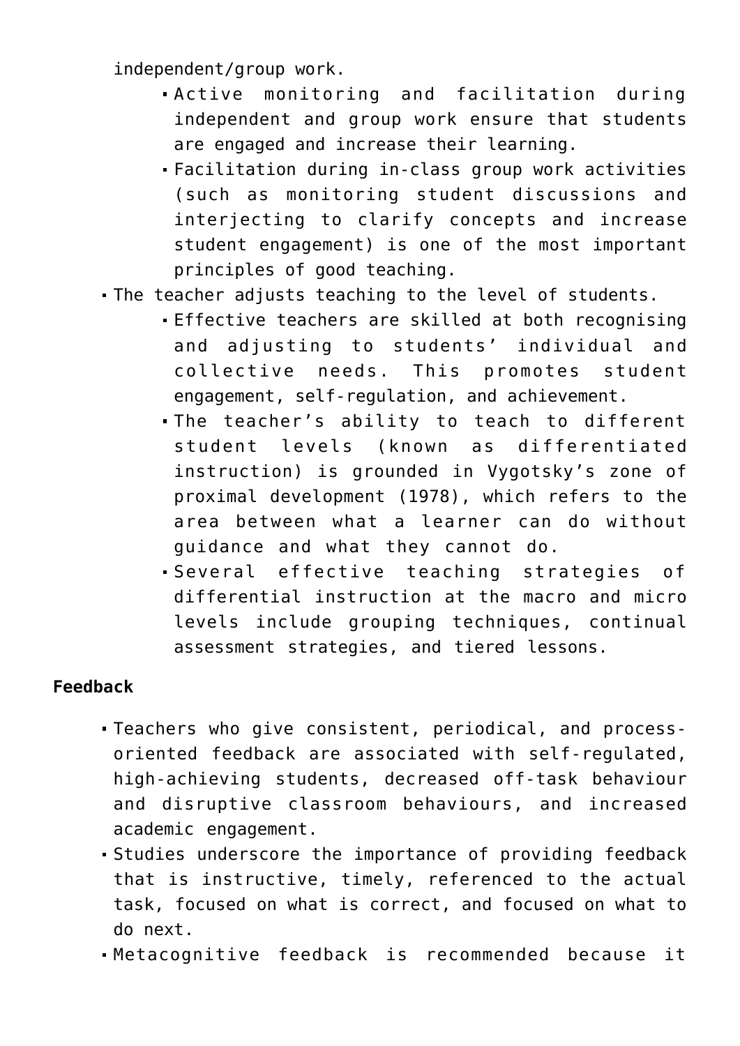independent/group work.

  - Active monitoring and facilitation during independent and group work ensure that students are engaged and increase their learning.
  - Facilitation during in-class group work activities (such as monitoring student discussions and interjecting to clarify concepts and increase student engagement) is one of the most important principles of good teaching.
- The teacher adjusts teaching to the level of students.
  - Effective teachers are skilled at both recognising and adjusting to students' individual and collective needs. This promotes student engagement, self-regulation, and achievement.
  - The teacher's ability to teach to different student levels (known as differentiated instruction) is grounded in Vygotsky's zone of proximal development (1978), which refers to the area between what a learner can do without guidance and what they cannot do.
  - Several effective teaching strategies of differential instruction at the macro and micro levels include grouping techniques, continual assessment strategies, and tiered lessons.

**Feedback**

- Teachers who give consistent, periodical, and process-oriented feedback are associated with self-regulated, high-achieving students, decreased off-task behaviour and disruptive classroom behaviours, and increased academic engagement.
- Studies underscore the importance of providing feedback that is instructive, timely, referenced to the actual task, focused on what is correct, and focused on what to do next.
- Metacognitive feedback is recommended because it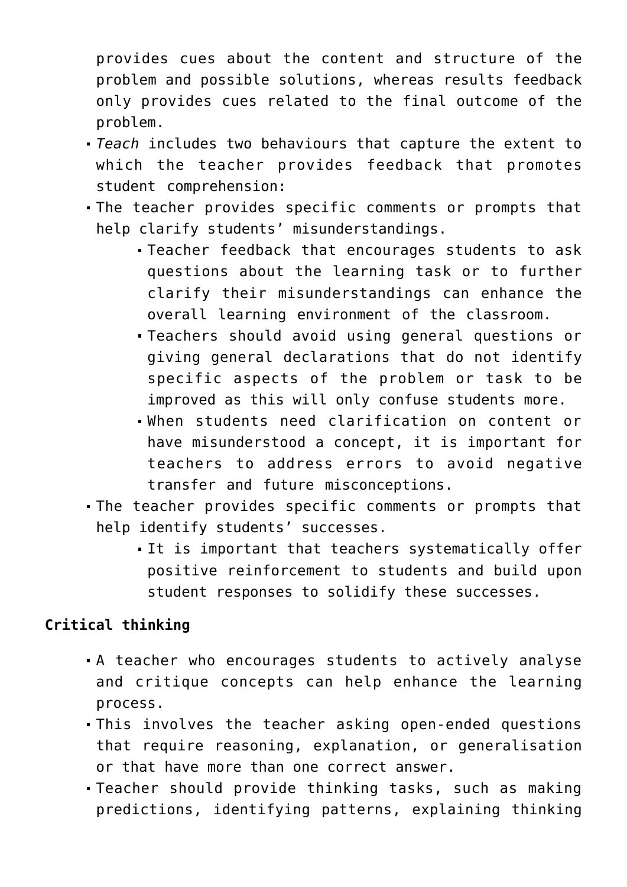provides cues about the content and structure of the problem and possible solutions, whereas results feedback only provides cues related to the final outcome of the problem.

- *Teach* includes two behaviours that capture the extent to which the teacher provides feedback that promotes student comprehension:
- The teacher provides specific comments or prompts that help clarify students' misunderstandings.
  - Teacher feedback that encourages students to ask questions about the learning task or to further clarify their misunderstandings can enhance the overall learning environment of the classroom.
  - Teachers should avoid using general questions or giving general declarations that do not identify specific aspects of the problem or task to be improved as this will only confuse students more.
  - When students need clarification on content or have misunderstood a concept, it is important for teachers to address errors to avoid negative transfer and future misconceptions.
- The teacher provides specific comments or prompts that help identify students' successes.
  - It is important that teachers systematically offer positive reinforcement to students and build upon student responses to solidify these successes.

**Critical thinking**

- A teacher who encourages students to actively analyse and critique concepts can help enhance the learning process.
- This involves the teacher asking open-ended questions that require reasoning, explanation, or generalisation or that have more than one correct answer.
- Teacher should provide thinking tasks, such as making predictions, identifying patterns, explaining thinking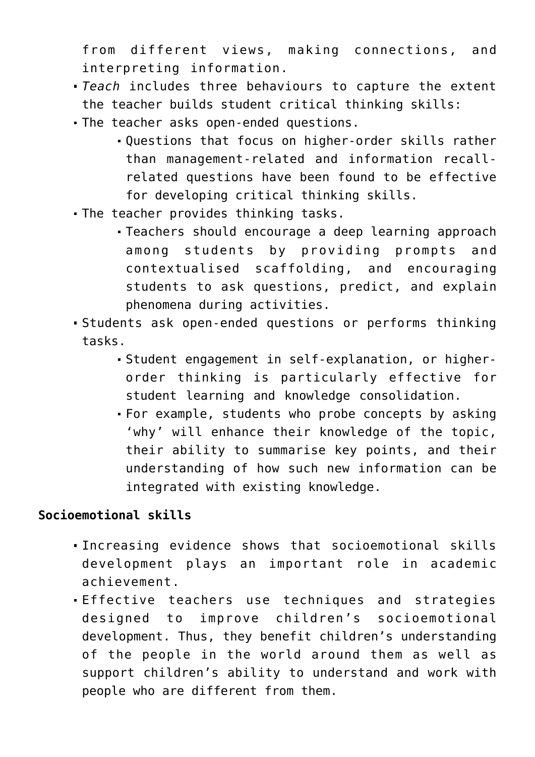from different views, making connections, and interpreting information.

- *Teach* includes three behaviours to capture the extent the teacher builds student critical thinking skills:
- The teacher asks open-ended questions.
  - Questions that focus on higher-order skills rather than management-related and information recall-related questions have been found to be effective for developing critical thinking skills.
- The teacher provides thinking tasks.
  - Teachers should encourage a deep learning approach among students by providing prompts and contextualised scaffolding, and encouraging students to ask questions, predict, and explain phenomena during activities.
- Students ask open-ended questions or performs thinking tasks.
  - Student engagement in self-explanation, or higher-order thinking is particularly effective for student learning and knowledge consolidation.
  - For example, students who probe concepts by asking 'why' will enhance their knowledge of the topic, their ability to summarise key points, and their understanding of how such new information can be integrated with existing knowledge.

**Socioemotional skills**

- Increasing evidence shows that socioemotional skills development plays an important role in academic achievement.
- Effective teachers use techniques and strategies designed to improve children's socioemotional development. Thus, they benefit children's understanding of the people in the world around them as well as support children's ability to understand and work with people who are different from them.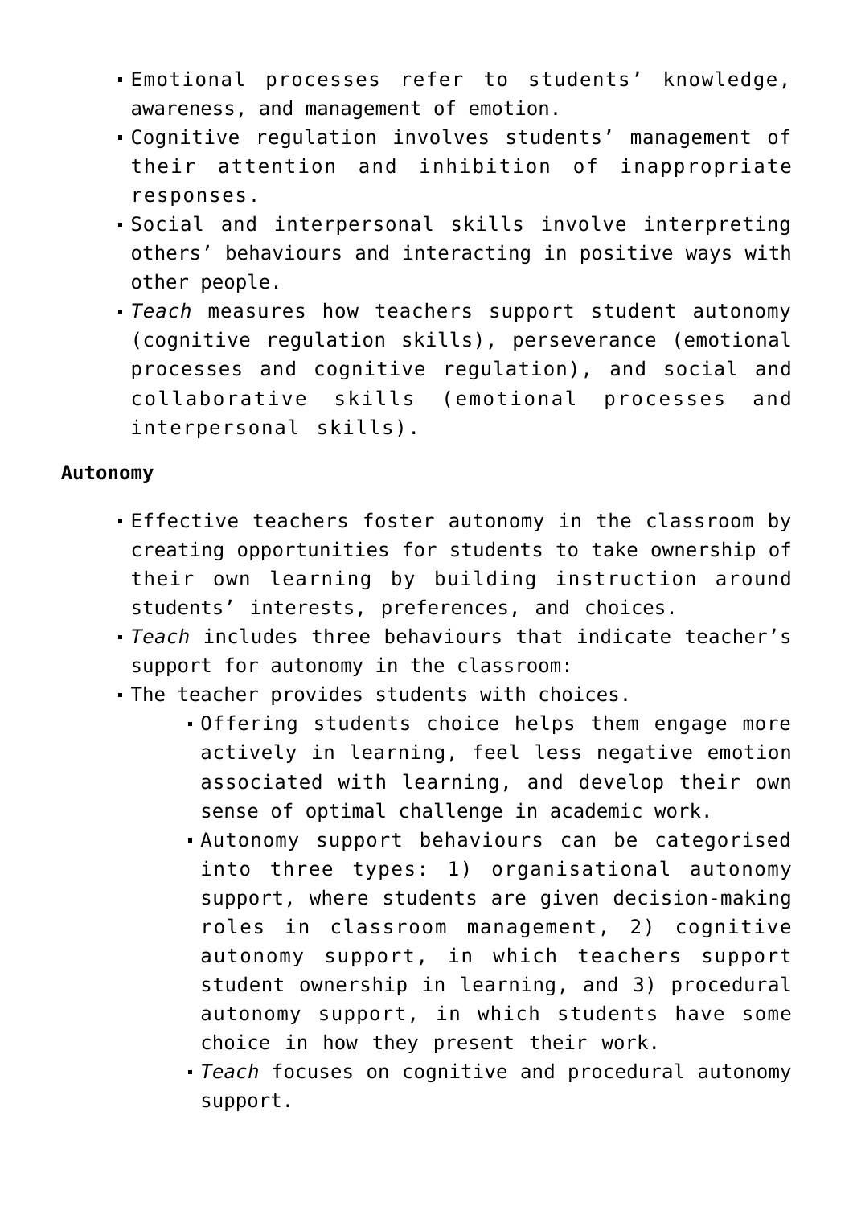- Emotional processes refer to students' knowledge, awareness, and management of emotion.
- Cognitive regulation involves students' management of their attention and inhibition of inappropriate responses.
- Social and interpersonal skills involve interpreting others' behaviours and interacting in positive ways with other people.
- *Teach* measures how teachers support student autonomy (cognitive regulation skills), perseverance (emotional processes and cognitive regulation), and social and collaborative skills (emotional processes and interpersonal skills).

**Autonomy**

- Effective teachers foster autonomy in the classroom by creating opportunities for students to take ownership of their own learning by building instruction around students' interests, preferences, and choices.
- *Teach* includes three behaviours that indicate teacher's support for autonomy in the classroom:
- The teacher provides students with choices.
    - Offering students choice helps them engage more actively in learning, feel less negative emotion associated with learning, and develop their own sense of optimal challenge in academic work.
    - Autonomy support behaviours can be categorised into three types: 1) organisational autonomy support, where students are given decision-making roles in classroom management, 2) cognitive autonomy support, in which teachers support student ownership in learning, and 3) procedural autonomy support, in which students have some choice in how they present their work.
    - *Teach* focuses on cognitive and procedural autonomy support.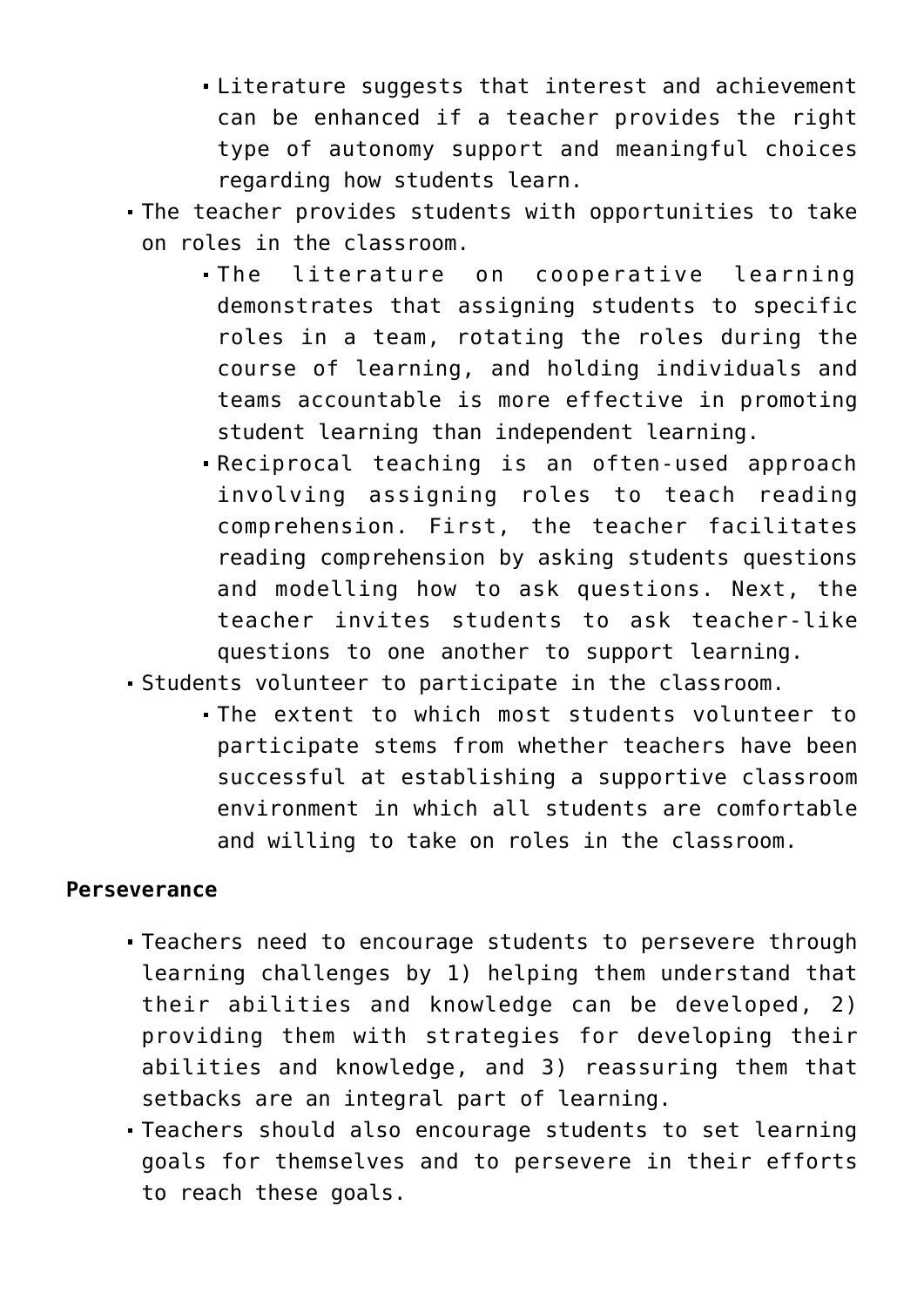- Literature suggests that interest and achievement can be enhanced if a teacher provides the right type of autonomy support and meaningful choices regarding how students learn.
- The teacher provides students with opportunities to take on roles in the classroom.
    - The literature on cooperative learning demonstrates that assigning students to specific roles in a team, rotating the roles during the course of learning, and holding individuals and teams accountable is more effective in promoting student learning than independent learning.
    - Reciprocal teaching is an often-used approach involving assigning roles to teach reading comprehension. First, the teacher facilitates reading comprehension by asking students questions and modelling how to ask questions. Next, the teacher invites students to ask teacher-like questions to one another to support learning.
- Students volunteer to participate in the classroom.
    - The extent to which most students volunteer to participate stems from whether teachers have been successful at establishing a supportive classroom environment in which all students are comfortable and willing to take on roles in the classroom.

**Perseverance**

- Teachers need to encourage students to persevere through learning challenges by 1) helping them understand that their abilities and knowledge can be developed, 2) providing them with strategies for developing their abilities and knowledge, and 3) reassuring them that setbacks are an integral part of learning.
- Teachers should also encourage students to set learning goals for themselves and to persevere in their efforts to reach these goals.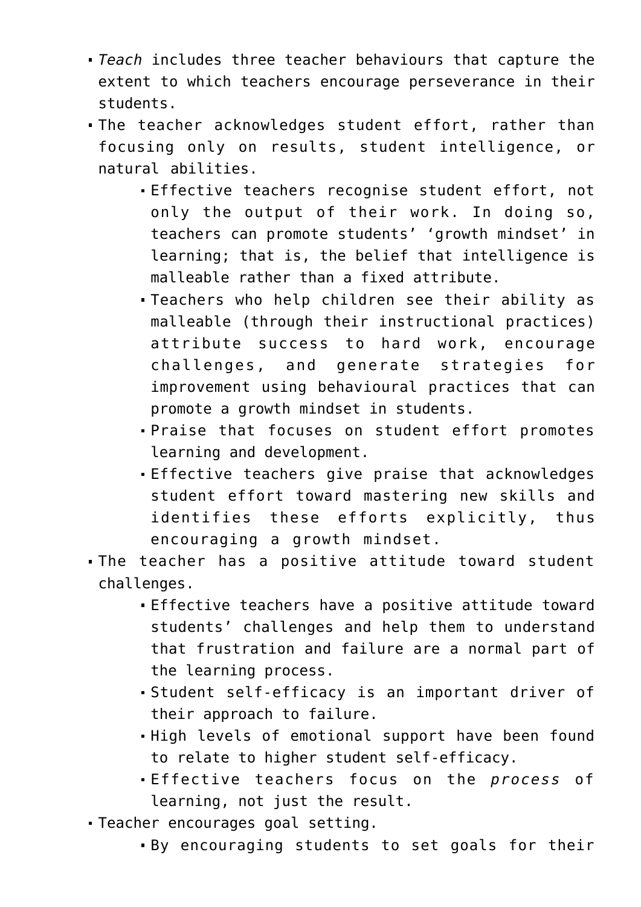- *Teach* includes three teacher behaviours that capture the extent to which teachers encourage perseverance in their students.
- The teacher acknowledges student effort, rather than focusing only on results, student intelligence, or natural abilities.
  - Effective teachers recognise student effort, not only the output of their work. In doing so, teachers can promote students' 'growth mindset' in learning; that is, the belief that intelligence is malleable rather than a fixed attribute.
  - Teachers who help children see their ability as malleable (through their instructional practices) attribute success to hard work, encourage challenges, and generate strategies for improvement using behavioural practices that can promote a growth mindset in students.
  - Praise that focuses on student effort promotes learning and development.
  - Effective teachers give praise that acknowledges student effort toward mastering new skills and identifies these efforts explicitly, thus encouraging a growth mindset.
- The teacher has a positive attitude toward student challenges.
  - Effective teachers have a positive attitude toward students' challenges and help them to understand that frustration and failure are a normal part of the learning process.
  - Student self-efficacy is an important driver of their approach to failure.
  - High levels of emotional support have been found to relate to higher student self-efficacy.
  - Effective teachers focus on the *process* of learning, not just the result.
- Teacher encourages goal setting.
  - By encouraging students to set goals for their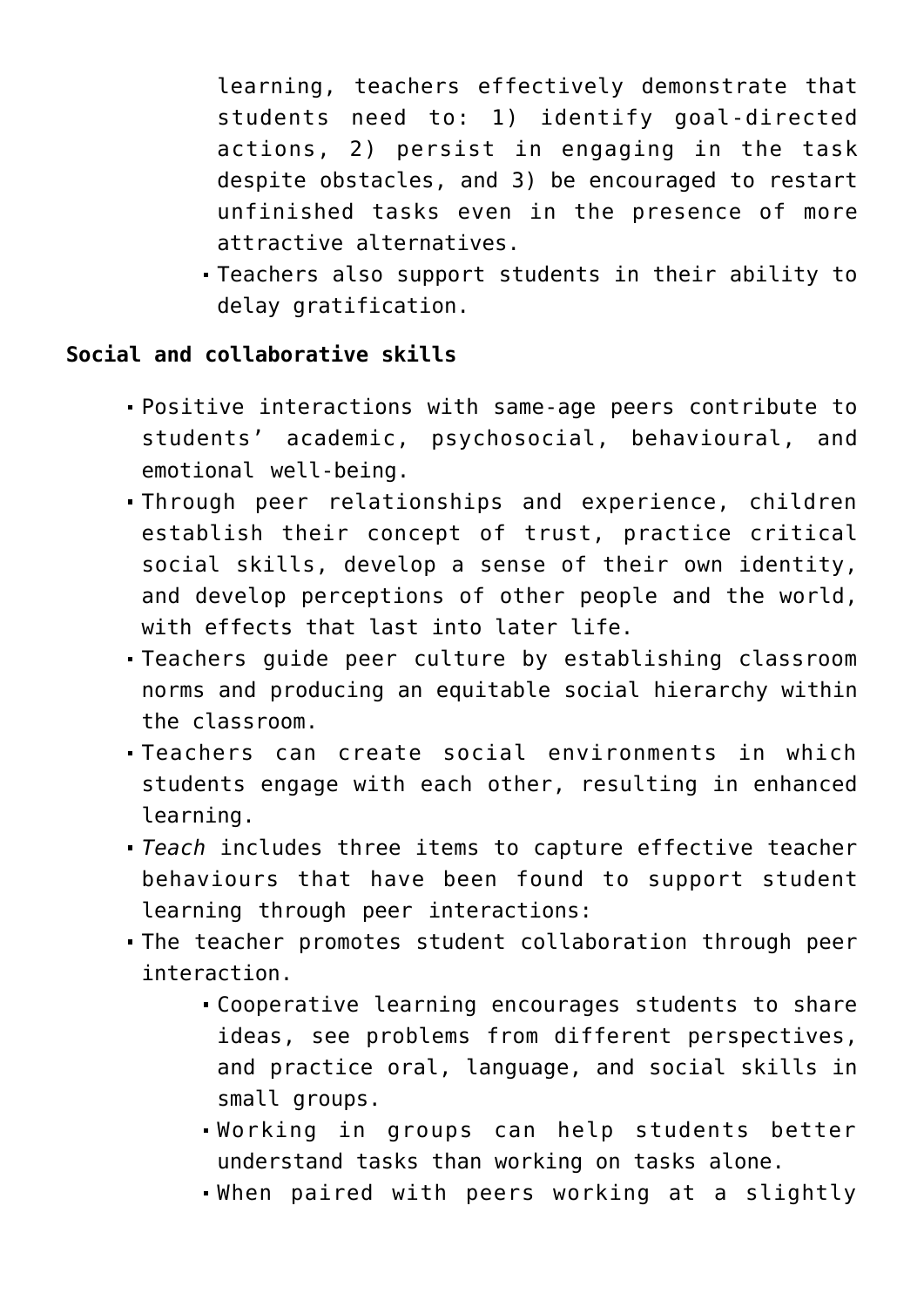- learning, teachers effectively demonstrate that students need to: 1) identify goal-directed actions, 2) persist in engaging in the task despite obstacles, and 3) be encouraged to restart unfinished tasks even in the presence of more attractive alternatives.
  - Teachers also support students in their ability to delay gratification.

**Social and collaborative skills**

- Positive interactions with same-age peers contribute to students' academic, psychosocial, behavioural, and emotional well-being.
- Through peer relationships and experience, children establish their concept of trust, practice critical social skills, develop a sense of their own identity, and develop perceptions of other people and the world, with effects that last into later life.
- Teachers guide peer culture by establishing classroom norms and producing an equitable social hierarchy within the classroom.
- Teachers can create social environments in which students engage with each other, resulting in enhanced learning.
- *Teach* includes three items to capture effective teacher behaviours that have been found to support student learning through peer interactions:
- The teacher promotes student collaboration through peer interaction.
  - Cooperative learning encourages students to share ideas, see problems from different perspectives, and practice oral, language, and social skills in small groups.
  - Working in groups can help students better understand tasks than working on tasks alone.
  - When paired with peers working at a slightly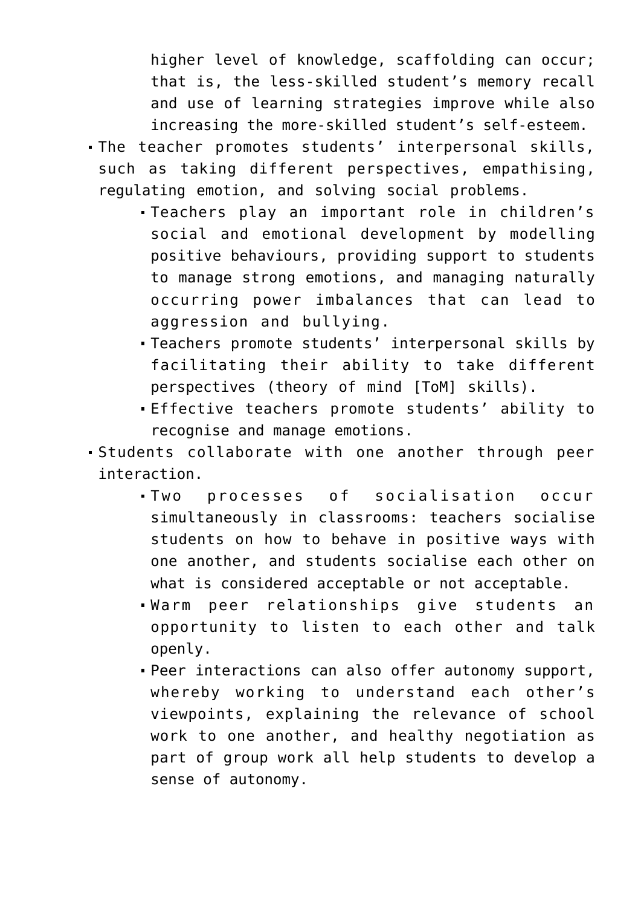higher level of knowledge, scaffolding can occur; that is, the less-skilled student's memory recall and use of learning strategies improve while also increasing the more-skilled student's self-esteem.

- The teacher promotes students' interpersonal skills, such as taking different perspectives, empathising, regulating emotion, and solving social problems.
    - Teachers play an important role in children's social and emotional development by modelling positive behaviours, providing support to students to manage strong emotions, and managing naturally occurring power imbalances that can lead to aggression and bullying.
    - Teachers promote students' interpersonal skills by facilitating their ability to take different perspectives (theory of mind [ToM] skills).
    - Effective teachers promote students' ability to recognise and manage emotions.
- Students collaborate with one another through peer interaction.
    - Two processes of socialisation occur simultaneously in classrooms: teachers socialise students on how to behave in positive ways with one another, and students socialise each other on what is considered acceptable or not acceptable.
    - Warm peer relationships give students an opportunity to listen to each other and talk openly.
    - Peer interactions can also offer autonomy support, whereby working to understand each other's viewpoints, explaining the relevance of school work to one another, and healthy negotiation as part of group work all help students to develop a sense of autonomy.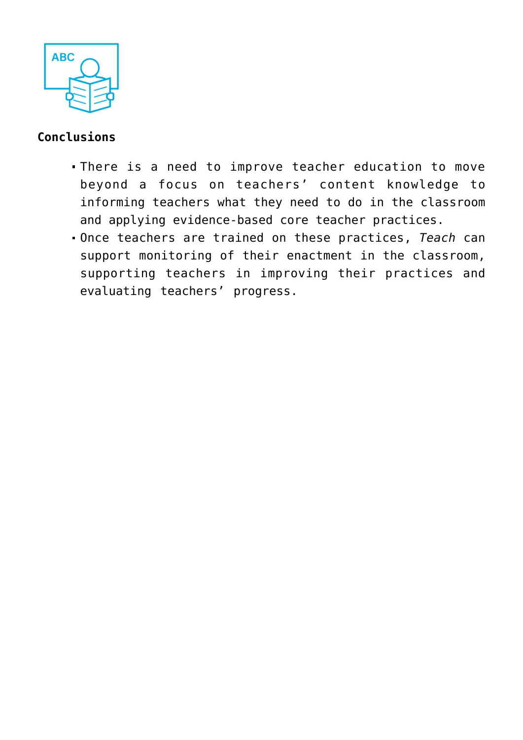**Conclusions**

- There is a need to improve teacher education to move beyond a focus on teachers' content knowledge to informing teachers what they need to do in the classroom and applying evidence-based core teacher practices.
- Once teachers are trained on these practices, *Teach* can support monitoring of their enactment in the classroom, supporting teachers in improving their practices and evaluating teachers' progress.